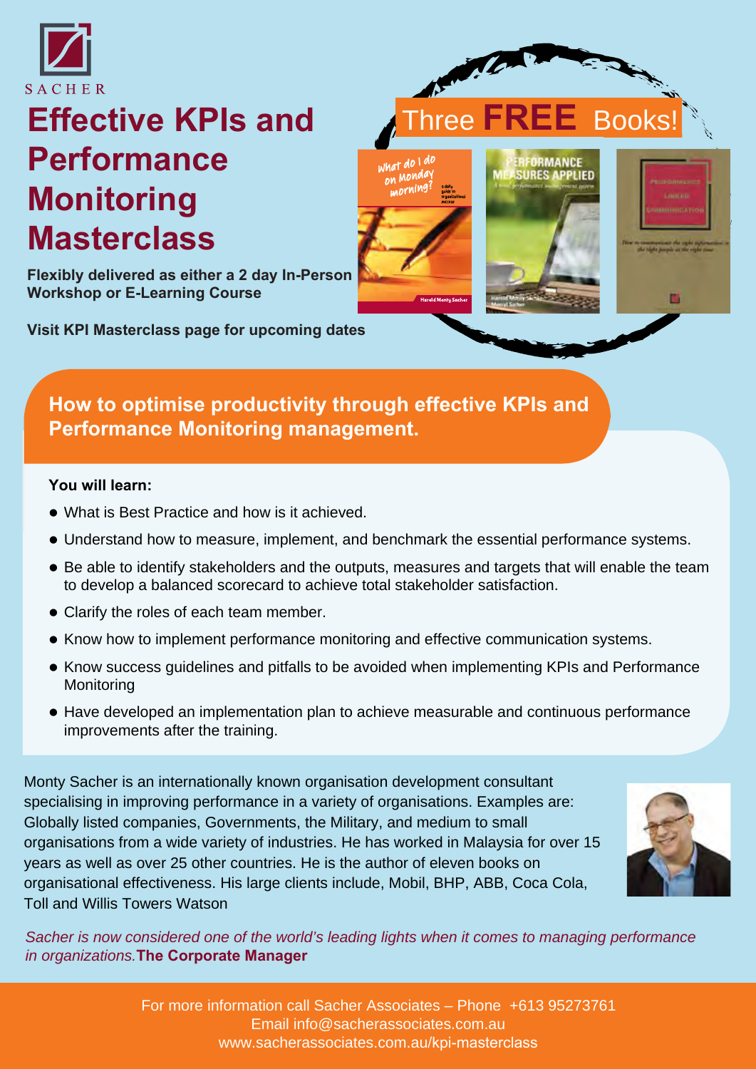SACHER

# Effective KPIs and Performance Monitoring Masterclass

**Flexibly delivered as either a 2 day In-Person Workshop or E-Learning Course**

**Visit KPI Masterclass page for upcoming dates**

Three **FREE** Books!

## How to optimise productivity through effective KPIs and Performance Monitoring management.

**You will learn:**

- What is Best Practice and how is it achieved.
- Understand how to measure, implement, and benchmark the essential performance systems.
- Be able to identify stakeholders and the outputs, measures and targets that will enable the team to develop a balanced scorecard to achieve total stakeholder satisfaction.
- Clarify the roles of each team member.
- Know how to implement performance monitoring and effective communication systems.
- Know success guidelines and pitfalls to be avoided when implementing KPIs and Performance Monitoring
- Have developed an implementation plan to achieve measurable and continuous performance improvements after the training.

Monty Sacher is an internationally known organisation development consultant specialising in improving performance in a variety of organisations. Examples are: Globally listed companies, Governments, the Military, and medium to small organisations from a wide variety of industries. He has worked in Malaysia for over 15 years as well as over 25 other countries. He is the author of eleven books on organisational effectiveness. His large clients include, Mobil, BHP, ABB, Coca Cola, Toll and Willis Towers Watson

*Sacher is now considered one of the world's leading lights when it comes to managing performance in organizations.* **The Corporate Manager**

For more information call Sacher Associates – Phone +613 95273761
Email info@sacherassociates.com.au
www.sacherassociates.com.au/kpi-masterclass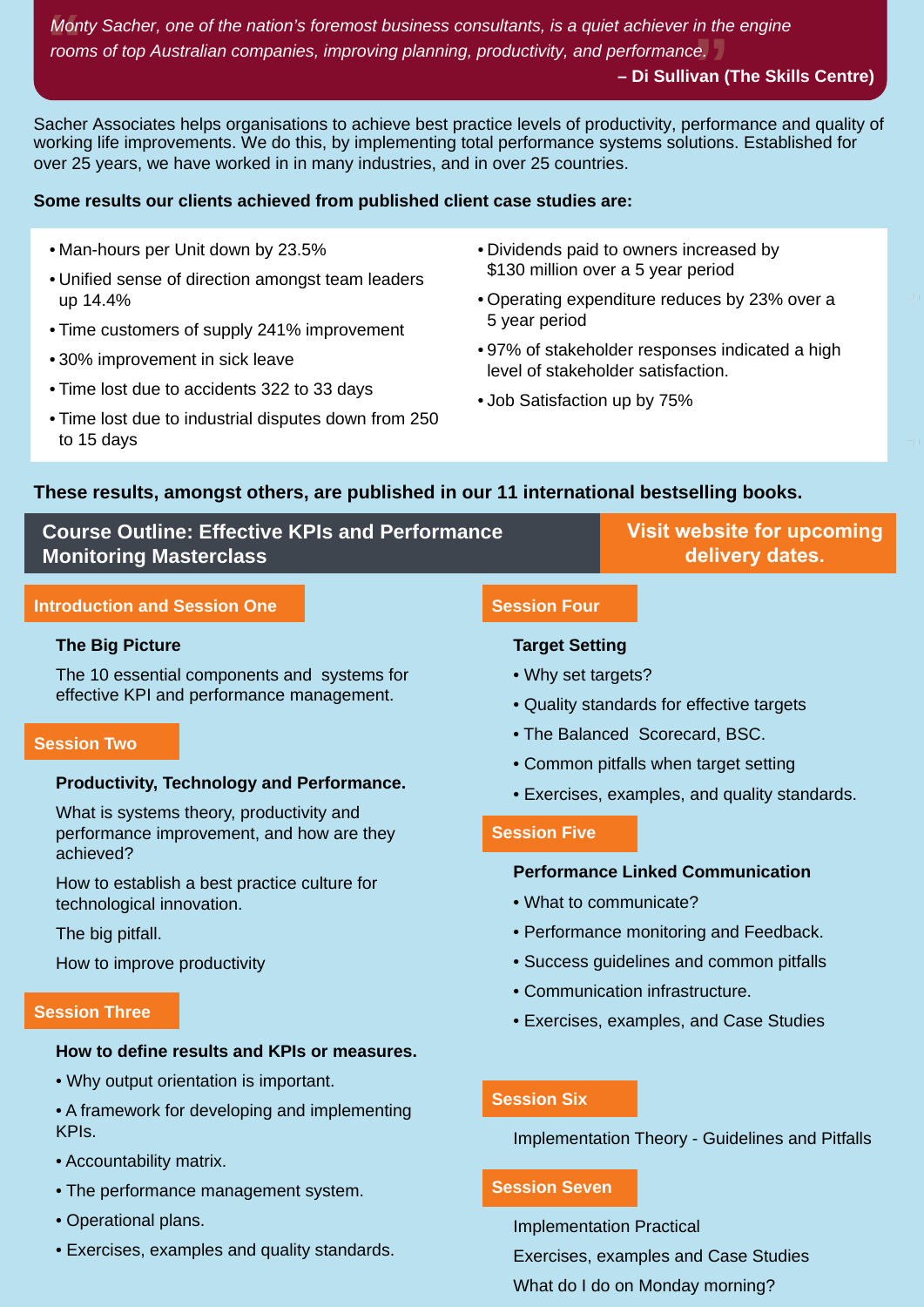> *"Monty Sacher, one of the nation's foremost business consultants, is a quiet achiever in the engine rooms of top Australian companies, improving planning, productivity, and performance."*
>
> **– Di Sullivan (The Skills Centre)**

Sacher Associates helps organisations to achieve best practice levels of productivity, performance and quality of working life improvements. We do this, by implementing total performance systems solutions. Established for over 25 years, we have worked in in many industries, and in over 25 countries.

**Some results our clients achieved from published client case studies are:**

- Man-hours per Unit down by 23.5%
- Unified sense of direction amongst team leaders up 14.4%
- Time customers of supply 241% improvement
- 30% improvement in sick leave
- Time lost due to accidents 322 to 33 days
- Time lost due to industrial disputes down from 250 to 15 days
- Dividends paid to owners increased by $130 million over a 5 year period
- Operating expenditure reduces by 23% over a 5 year period
- 97% of stakeholder responses indicated a high level of stakeholder satisfaction.
- Job Satisfaction up by 75%

**These results, amongst others, are published in our 11 international bestselling books.**

## Course Outline: Effective KPIs and Performance Monitoring Masterclass

**Visit website for upcoming delivery dates.**

### Introduction and Session One

**The Big Picture**

The 10 essential components and systems for effective KPI and performance management.

### Session Two

**Productivity, Technology and Performance.**

What is systems theory, productivity and performance improvement, and how are they achieved?

How to establish a best practice culture for technological innovation.

The big pitfall.

How to improve productivity

### Session Three

**How to define results and KPIs or measures.**

- Why output orientation is important.
- A framework for developing and implementing KPIs.
- Accountability matrix.
- The performance management system.
- Operational plans.
- Exercises, examples and quality standards.

### Session Four

**Target Setting**

- Why set targets?
- Quality standards for effective targets
- The Balanced Scorecard, BSC.
- Common pitfalls when target setting
- Exercises, examples, and quality standards.

### Session Five

**Performance Linked Communication**

- What to communicate?
- Performance monitoring and Feedback.
- Success guidelines and common pitfalls
- Communication infrastructure.
- Exercises, examples, and Case Studies

### Session Six

Implementation Theory - Guidelines and Pitfalls

### Session Seven

Implementation Practical

Exercises, examples and Case Studies

What do I do on Monday morning?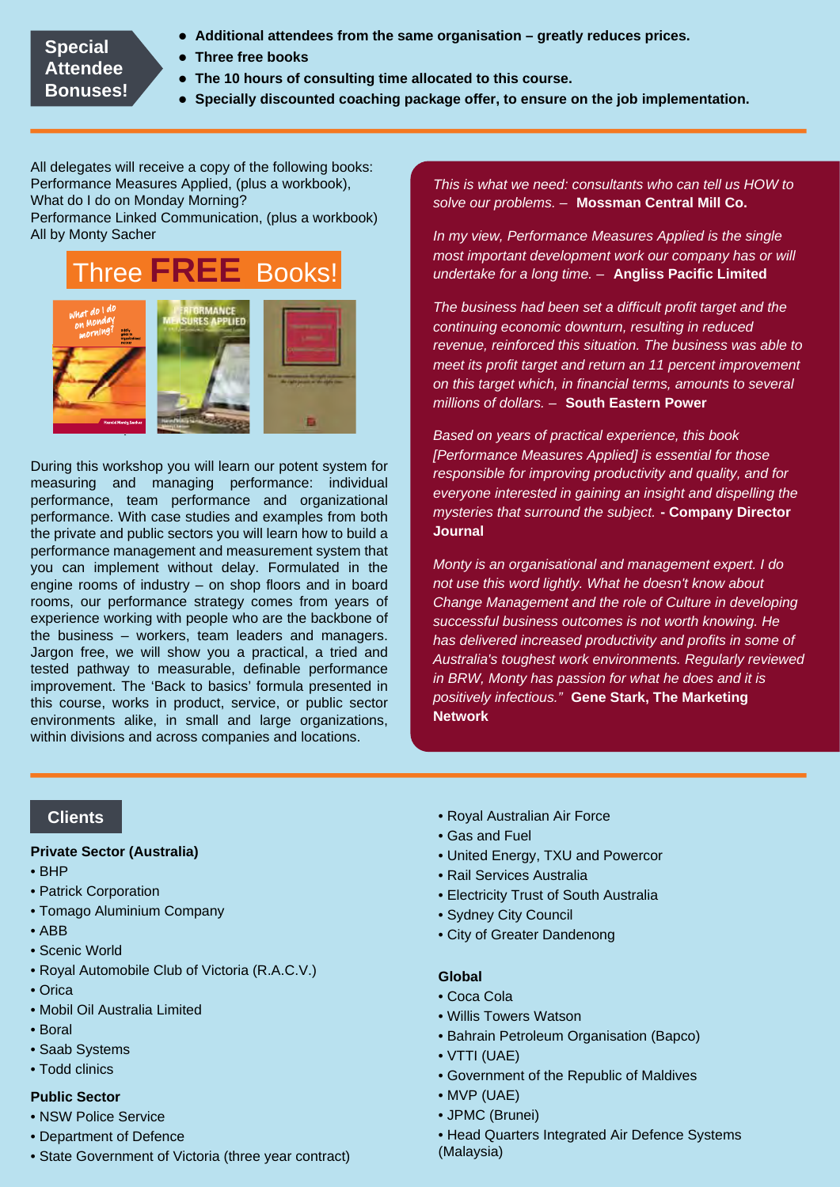## Special Attendee Bonuses!

- **Additional attendees from the same organisation – greatly reduces prices.**
- **Three free books**
- **The 10 hours of consulting time allocated to this course.**
- **Specially discounted coaching package offer, to ensure on the job implementation.**

All delegates will receive a copy of the following books:
Performance Measures Applied, (plus a workbook),
What do I do on Monday Morning?
Performance Linked Communication, (plus a workbook)
All by Monty Sacher

## Three **FREE** Books!

During this workshop you will learn our potent system for measuring and managing performance: individual performance, team performance and organizational performance. With case studies and examples from both the private and public sectors you will learn how to build a performance management and measurement system that you can implement without delay. Formulated in the engine rooms of industry – on shop floors and in board rooms, our performance strategy comes from years of experience working with people who are the backbone of the business – workers, team leaders and managers. Jargon free, we will show you a practical, a tried and tested pathway to measurable, definable performance improvement. The 'Back to basics' formula presented in this course, works in product, service, or public sector environments alike, in small and large organizations, within divisions and across companies and locations.

*This is what we need: consultants who can tell us HOW to solve our problems.* – **Mossman Central Mill Co.**

*In my view, Performance Measures Applied is the single most important development work our company has or will undertake for a long time.* – **Angliss Pacific Limited**

*The business had been set a difficult profit target and the continuing economic downturn, resulting in reduced revenue, reinforced this situation. The business was able to meet its profit target and return an 11 percent improvement on this target which, in financial terms, amounts to several millions of dollars.* – **South Eastern Power**

*Based on years of practical experience, this book [Performance Measures Applied] is essential for those responsible for improving productivity and quality, and for everyone interested in gaining an insight and dispelling the mysteries that surround the subject.* **- Company Director Journal**

*Monty is an organisational and management expert. I do not use this word lightly. What he doesn't know about Change Management and the role of Culture in developing successful business outcomes is not worth knowing. He has delivered increased productivity and profits in some of Australia's toughest work environments. Regularly reviewed in BRW, Monty has passion for what he does and it is positively infectious."* **Gene Stark, The Marketing Network**

## Clients

**Private Sector (Australia)**

- BHP
- Patrick Corporation
- Tomago Aluminium Company
- ABB
- Scenic World
- Royal Automobile Club of Victoria (R.A.C.V.)
- Orica
- Mobil Oil Australia Limited
- Boral
- Saab Systems
- Todd clinics

**Public Sector**

- NSW Police Service
- Department of Defence
- State Government of Victoria (three year contract)
- Royal Australian Air Force
- Gas and Fuel
- United Energy, TXU and Powercor
- Rail Services Australia
- Electricity Trust of South Australia
- Sydney City Council
- City of Greater Dandenong

**Global**

- Coca Cola
- Willis Towers Watson
- Bahrain Petroleum Organisation (Bapco)
- VTTI (UAE)
- Government of the Republic of Maldives
- MVP (UAE)
- JPMC (Brunei)
- Head Quarters Integrated Air Defence Systems (Malaysia)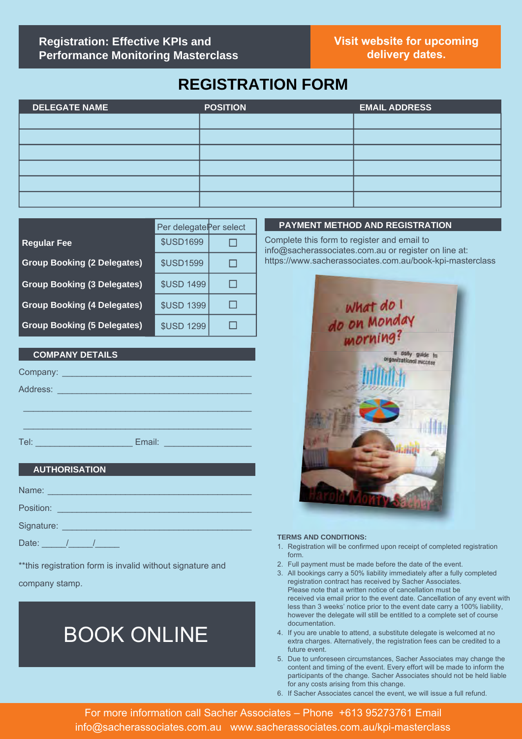**Registration: Effective KPIs and Performance Monitoring Masterclass**

**Visit website for upcoming delivery dates.**

# REGISTRATION FORM

| DELEGATE NAME | POSITION | EMAIL ADDRESS |
|---|---|---|
| | | |
| | | |
| | | |
| | | |
| | | |
| | | |

| | Per delegate | Per select |
|---|---|---|
| **Regular Fee** | $USD1699 | ☐ |
| **Group Booking (2 Delegates)** | $USD1599 | ☐ |
| **Group Booking (3 Delegates)** | $USD 1499 | ☐ |
| **Group Booking (4 Delegates)** | $USD 1399 | ☐ |
| **Group Booking (5 Delegates)** | $USD 1299 | ☐ |

## COMPANY DETAILS

Company: ____________________________________

Address: ____________________________________

____________________________________________

____________________________________________

Tel: ___________________ Email: _________________

## AUTHORISATION

Name: ______________________________________

Position: ____________________________________

Signature: ___________________________________

Date: _____/_____/_____

**this registration form is invalid without signature and company stamp.

# BOOK ONLINE

## PAYMENT METHOD AND REGISTRATION

Complete this form to register and email to info@sacherassociates.com.au or register on line at: https://www.sacherassociates.com.au/book-kpi-masterclass

**TERMS AND CONDITIONS:**

1. Registration will be confirmed upon receipt of completed registration form.
2. Full payment must be made before the date of the event.
3. All bookings carry a 50% liability immediately after a fully completed registration contract has received by Sacher Associates. Please note that a written notice of cancellation must be received via email prior to the event date. Cancellation of any event with less than 3 weeks' notice prior to the event date carry a 100% liability, however the delegate will still be entitled to a complete set of course documentation.
4. If you are unable to attend, a substitute delegate is welcomed at no extra charges. Alternatively, the registration fees can be credited to a future event.
5. Due to unforeseen circumstances, Sacher Associates may change the content and timing of the event. Every effort will be made to inform the participants of the change. Sacher Associates should not be held liable for any costs arising from this change.
6. If Sacher Associates cancel the event, we will issue a full refund.

For more information call Sacher Associates – Phone +613 95273761 Email info@sacherassociates.com.au www.sacherassociates.com.au/kpi-masterclass